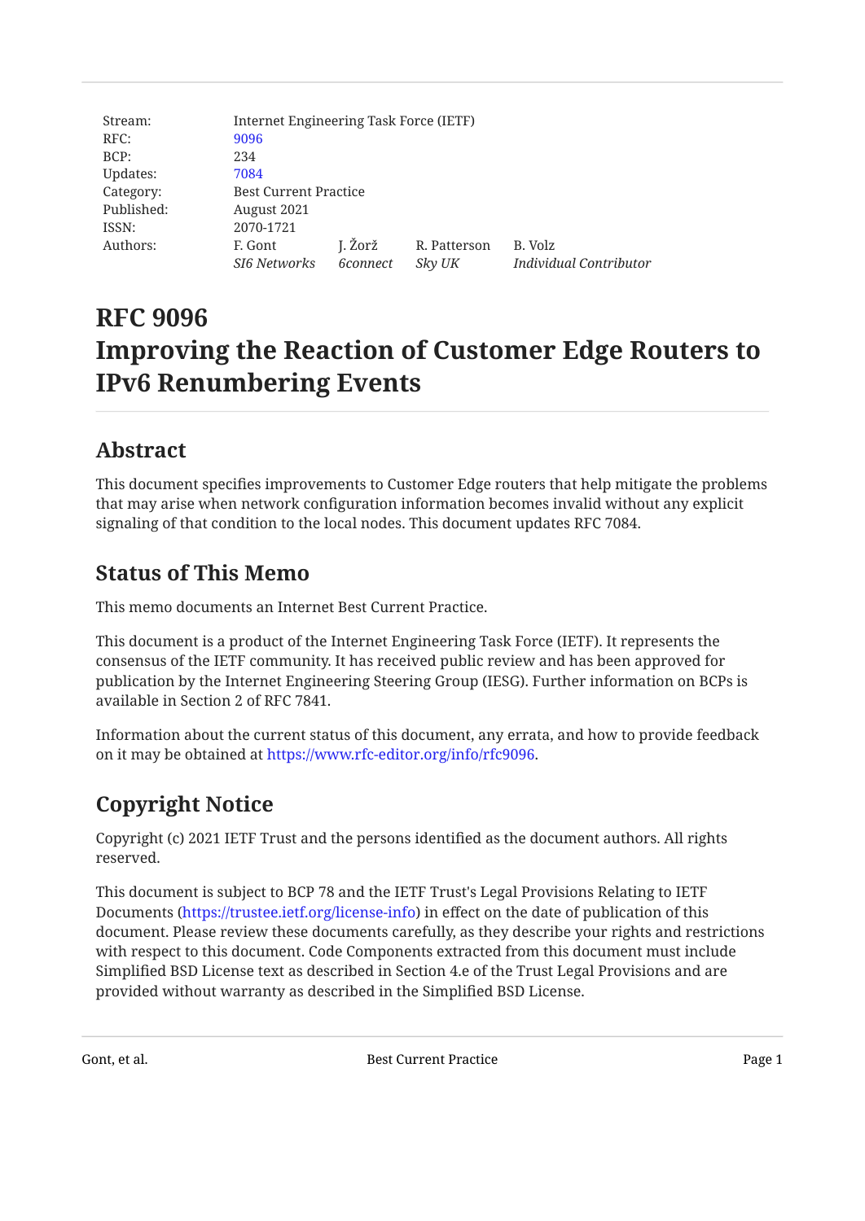| Stream: | Internet Engineering Task Force (IETF) | | | |
|---|---|---|---|---|
| RFC: | 9096 | | | |
| BCP: | 234 | | | |
| Updates: | 7084 | | | |
| Category: | Best Current Practice | | | |
| Published: | August 2021 | | | |
| ISSN: | 2070-1721 | | | |
| Authors: | F. Gont<br>*SI6 Networks* | J. Žorž<br>*6connect* | R. Patterson<br>*Sky UK* | B. Volz<br>*Individual Contributor* |

# RFC 9096
# Improving the Reaction of Customer Edge Routers to IPv6 Renumbering Events

## Abstract

This document specifies improvements to Customer Edge routers that help mitigate the problems that may arise when network configuration information becomes invalid without any explicit signaling of that condition to the local nodes. This document updates RFC 7084.

## Status of This Memo

This memo documents an Internet Best Current Practice.

This document is a product of the Internet Engineering Task Force (IETF). It represents the consensus of the IETF community. It has received public review and has been approved for publication by the Internet Engineering Steering Group (IESG). Further information on BCPs is available in Section 2 of RFC 7841.

Information about the current status of this document, any errata, and how to provide feedback on it may be obtained at https://www.rfc-editor.org/info/rfc9096.

## Copyright Notice

Copyright (c) 2021 IETF Trust and the persons identified as the document authors. All rights reserved.

This document is subject to BCP 78 and the IETF Trust's Legal Provisions Relating to IETF Documents (https://trustee.ietf.org/license-info) in effect on the date of publication of this document. Please review these documents carefully, as they describe your rights and restrictions with respect to this document. Code Components extracted from this document must include Simplified BSD License text as described in Section 4.e of the Trust Legal Provisions and are provided without warranty as described in the Simplified BSD License.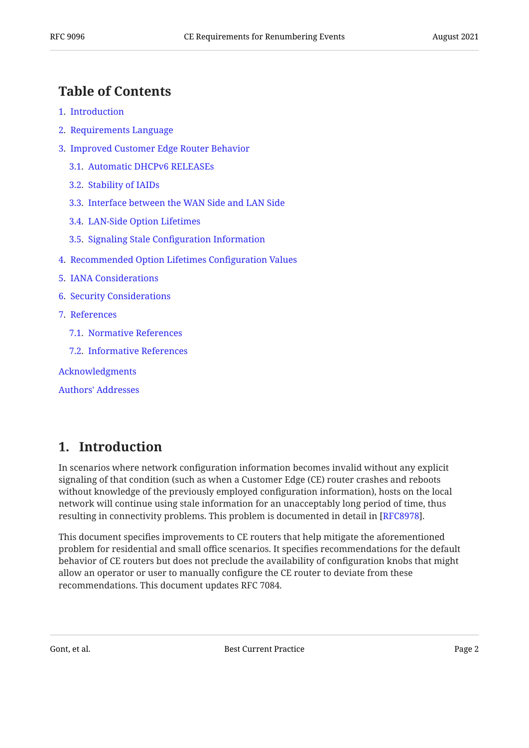## Table of Contents

1. Introduction
2. Requirements Language
3. Improved Customer Edge Router Behavior
   - 3.1. Automatic DHCPv6 RELEASEs
   - 3.2. Stability of IAIDs
   - 3.3. Interface between the WAN Side and LAN Side
   - 3.4. LAN-Side Option Lifetimes
   - 3.5. Signaling Stale Configuration Information
4. Recommended Option Lifetimes Configuration Values
5. IANA Considerations
6. Security Considerations
7. References
   - 7.1. Normative References
   - 7.2. Informative References

Acknowledgments

Authors' Addresses

## 1. Introduction

In scenarios where network configuration information becomes invalid without any explicit signaling of that condition (such as when a Customer Edge (CE) router crashes and reboots without knowledge of the previously employed configuration information), hosts on the local network will continue using stale information for an unacceptably long period of time, thus resulting in connectivity problems. This problem is documented in detail in [RFC8978].

This document specifies improvements to CE routers that help mitigate the aforementioned problem for residential and small office scenarios. It specifies recommendations for the default behavior of CE routers but does not preclude the availability of configuration knobs that might allow an operator or user to manually configure the CE router to deviate from these recommendations. This document updates RFC 7084.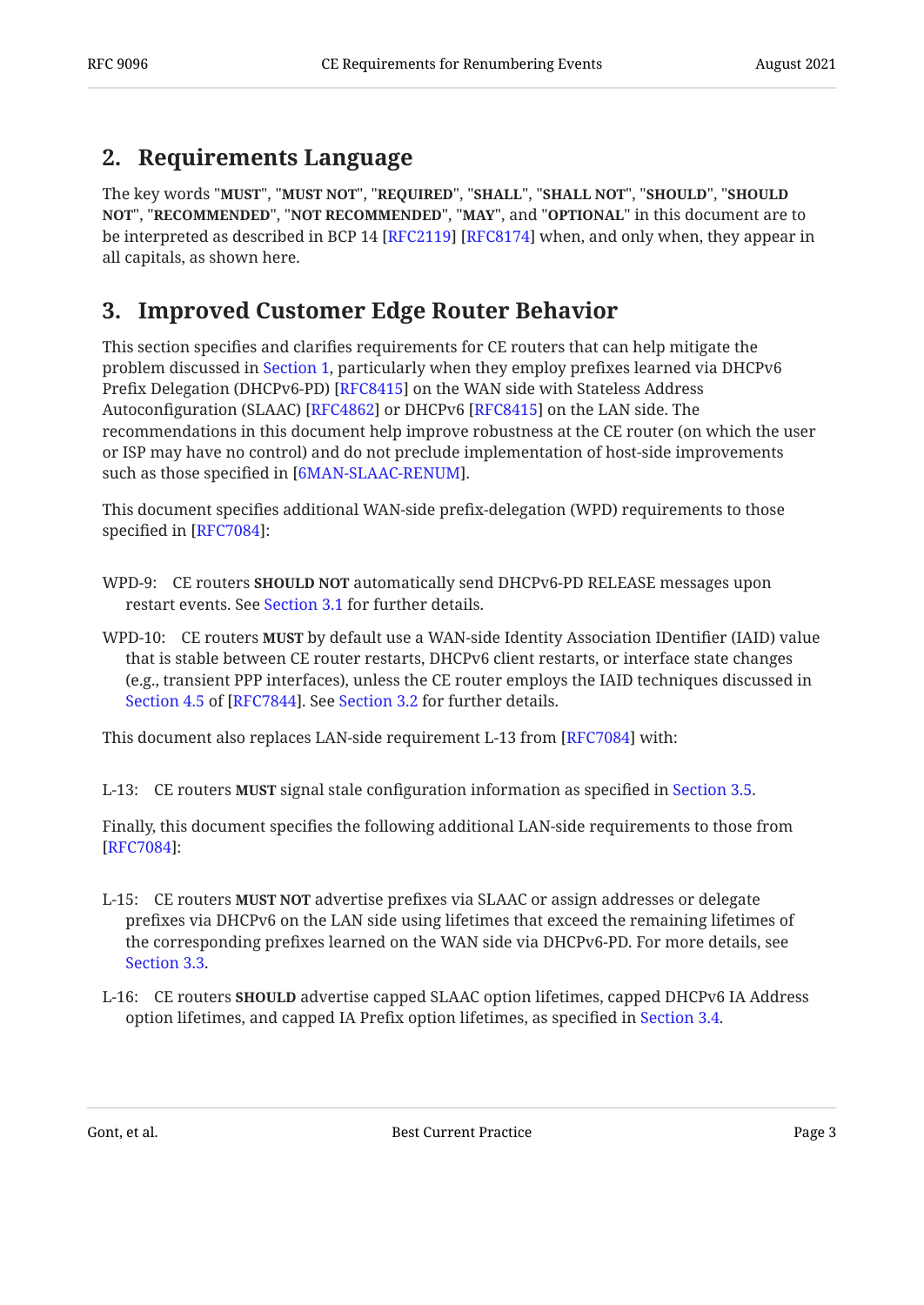## 2. Requirements Language

The key words "**MUST**", "**MUST NOT**", "**REQUIRED**", "**SHALL**", "**SHALL NOT**", "**SHOULD**", "**SHOULD NOT**", "**RECOMMENDED**", "**NOT RECOMMENDED**", "**MAY**", and "**OPTIONAL**" in this document are to be interpreted as described in BCP 14 [RFC2119] [RFC8174] when, and only when, they appear in all capitals, as shown here.

## 3. Improved Customer Edge Router Behavior

This section specifies and clarifies requirements for CE routers that can help mitigate the problem discussed in Section 1, particularly when they employ prefixes learned via DHCPv6 Prefix Delegation (DHCPv6-PD) [RFC8415] on the WAN side with Stateless Address Autoconfiguration (SLAAC) [RFC4862] or DHCPv6 [RFC8415] on the LAN side. The recommendations in this document help improve robustness at the CE router (on which the user or ISP may have no control) and do not preclude implementation of host-side improvements such as those specified in [6MAN-SLAAC-RENUM].

This document specifies additional WAN-side prefix-delegation (WPD) requirements to those specified in [RFC7084]:

WPD-9: CE routers **SHOULD NOT** automatically send DHCPv6-PD RELEASE messages upon restart events. See Section 3.1 for further details.

WPD-10: CE routers **MUST** by default use a WAN-side Identity Association IDentifier (IAID) value that is stable between CE router restarts, DHCPv6 client restarts, or interface state changes (e.g., transient PPP interfaces), unless the CE router employs the IAID techniques discussed in Section 4.5 of [RFC7844]. See Section 3.2 for further details.

This document also replaces LAN-side requirement L-13 from [RFC7084] with:

L-13: CE routers **MUST** signal stale configuration information as specified in Section 3.5.

Finally, this document specifies the following additional LAN-side requirements to those from [RFC7084]:

L-15: CE routers **MUST NOT** advertise prefixes via SLAAC or assign addresses or delegate prefixes via DHCPv6 on the LAN side using lifetimes that exceed the remaining lifetimes of the corresponding prefixes learned on the WAN side via DHCPv6-PD. For more details, see Section 3.3.

L-16: CE routers **SHOULD** advertise capped SLAAC option lifetimes, capped DHCPv6 IA Address option lifetimes, and capped IA Prefix option lifetimes, as specified in Section 3.4.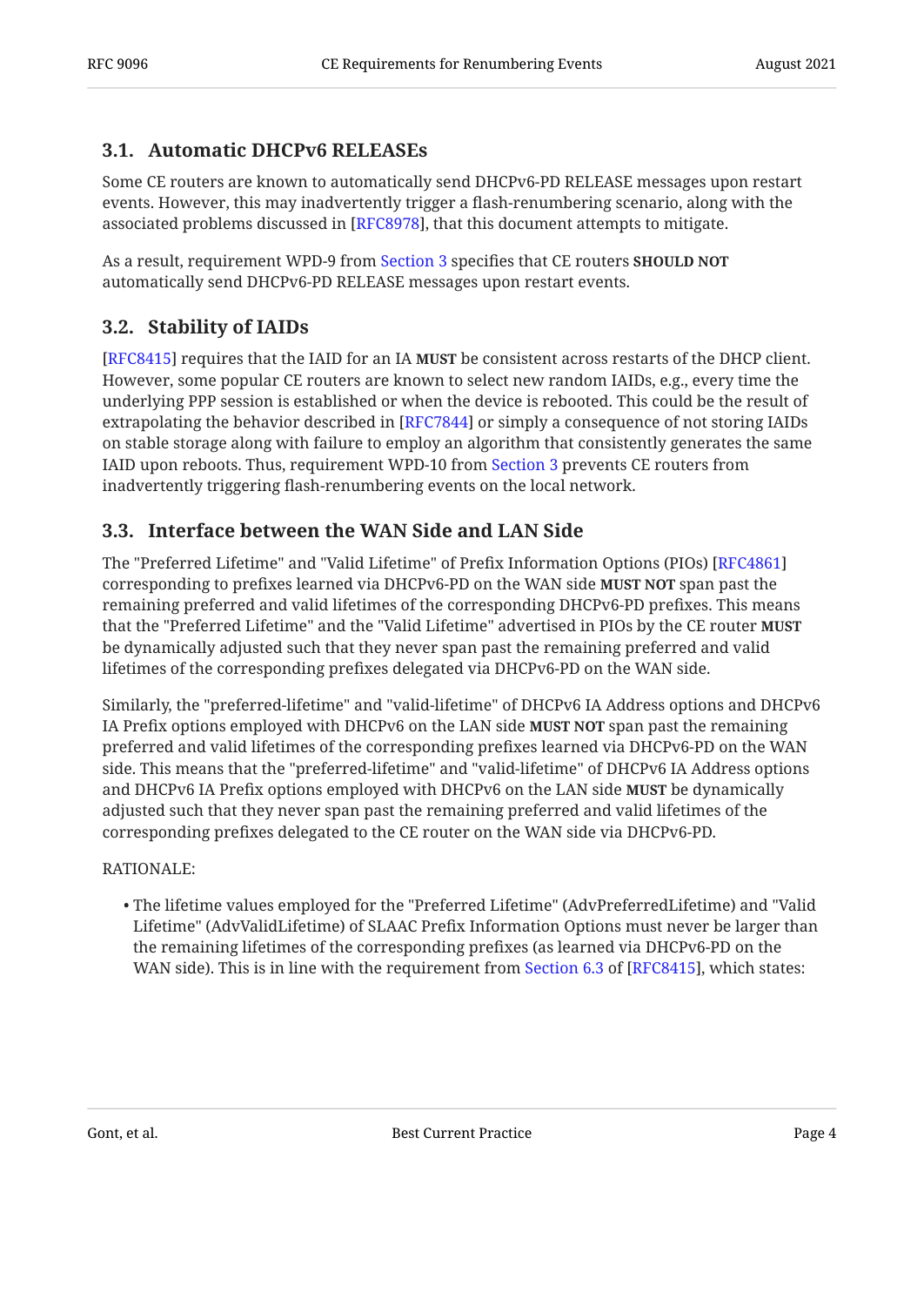### 3.1. Automatic DHCPv6 RELEASEs

Some CE routers are known to automatically send DHCPv6-PD RELEASE messages upon restart events. However, this may inadvertently trigger a flash-renumbering scenario, along with the associated problems discussed in [RFC8978], that this document attempts to mitigate.

As a result, requirement WPD-9 from Section 3 specifies that CE routers **SHOULD NOT** automatically send DHCPv6-PD RELEASE messages upon restart events.

### 3.2. Stability of IAIDs

[RFC8415] requires that the IAID for an IA **MUST** be consistent across restarts of the DHCP client. However, some popular CE routers are known to select new random IAIDs, e.g., every time the underlying PPP session is established or when the device is rebooted. This could be the result of extrapolating the behavior described in [RFC7844] or simply a consequence of not storing IAIDs on stable storage along with failure to employ an algorithm that consistently generates the same IAID upon reboots. Thus, requirement WPD-10 from Section 3 prevents CE routers from inadvertently triggering flash-renumbering events on the local network.

### 3.3. Interface between the WAN Side and LAN Side

The "Preferred Lifetime" and "Valid Lifetime" of Prefix Information Options (PIOs) [RFC4861] corresponding to prefixes learned via DHCPv6-PD on the WAN side **MUST NOT** span past the remaining preferred and valid lifetimes of the corresponding DHCPv6-PD prefixes. This means that the "Preferred Lifetime" and the "Valid Lifetime" advertised in PIOs by the CE router **MUST** be dynamically adjusted such that they never span past the remaining preferred and valid lifetimes of the corresponding prefixes delegated via DHCPv6-PD on the WAN side.

Similarly, the "preferred-lifetime" and "valid-lifetime" of DHCPv6 IA Address options and DHCPv6 IA Prefix options employed with DHCPv6 on the LAN side **MUST NOT** span past the remaining preferred and valid lifetimes of the corresponding prefixes learned via DHCPv6-PD on the WAN side. This means that the "preferred-lifetime" and "valid-lifetime" of DHCPv6 IA Address options and DHCPv6 IA Prefix options employed with DHCPv6 on the LAN side **MUST** be dynamically adjusted such that they never span past the remaining preferred and valid lifetimes of the corresponding prefixes delegated to the CE router on the WAN side via DHCPv6-PD.

RATIONALE:

- The lifetime values employed for the "Preferred Lifetime" (AdvPreferredLifetime) and "Valid Lifetime" (AdvValidLifetime) of SLAAC Prefix Information Options must never be larger than the remaining lifetimes of the corresponding prefixes (as learned via DHCPv6-PD on the WAN side). This is in line with the requirement from Section 6.3 of [RFC8415], which states: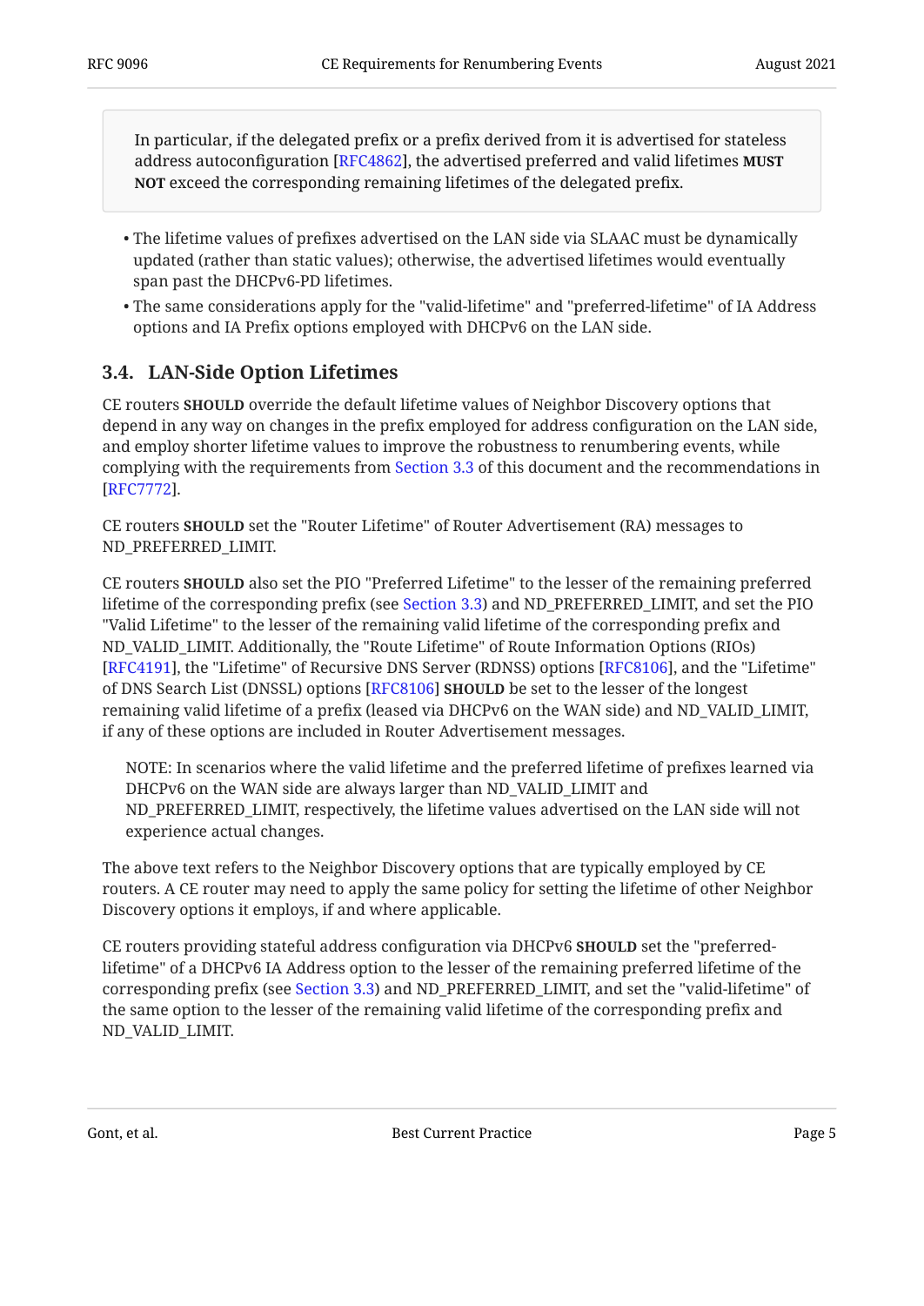> In particular, if the delegated prefix or a prefix derived from it is advertised for stateless address autoconfiguration [RFC4862], the advertised preferred and valid lifetimes **MUST NOT** exceed the corresponding remaining lifetimes of the delegated prefix.

- The lifetime values of prefixes advertised on the LAN side via SLAAC must be dynamically updated (rather than static values); otherwise, the advertised lifetimes would eventually span past the DHCPv6-PD lifetimes.
- The same considerations apply for the "valid-lifetime" and "preferred-lifetime" of IA Address options and IA Prefix options employed with DHCPv6 on the LAN side.

### 3.4. LAN-Side Option Lifetimes

CE routers **SHOULD** override the default lifetime values of Neighbor Discovery options that depend in any way on changes in the prefix employed for address configuration on the LAN side, and employ shorter lifetime values to improve the robustness to renumbering events, while complying with the requirements from Section 3.3 of this document and the recommendations in [RFC7772].

CE routers **SHOULD** set the "Router Lifetime" of Router Advertisement (RA) messages to ND_PREFERRED_LIMIT.

CE routers **SHOULD** also set the PIO "Preferred Lifetime" to the lesser of the remaining preferred lifetime of the corresponding prefix (see Section 3.3) and ND_PREFERRED_LIMIT, and set the PIO "Valid Lifetime" to the lesser of the remaining valid lifetime of the corresponding prefix and ND_VALID_LIMIT. Additionally, the "Route Lifetime" of Route Information Options (RIOs) [RFC4191], the "Lifetime" of Recursive DNS Server (RDNSS) options [RFC8106], and the "Lifetime" of DNS Search List (DNSSL) options [RFC8106] **SHOULD** be set to the lesser of the longest remaining valid lifetime of a prefix (leased via DHCPv6 on the WAN side) and ND_VALID_LIMIT, if any of these options are included in Router Advertisement messages.

> NOTE: In scenarios where the valid lifetime and the preferred lifetime of prefixes learned via DHCPv6 on the WAN side are always larger than ND_VALID_LIMIT and ND_PREFERRED_LIMIT, respectively, the lifetime values advertised on the LAN side will not experience actual changes.

The above text refers to the Neighbor Discovery options that are typically employed by CE routers. A CE router may need to apply the same policy for setting the lifetime of other Neighbor Discovery options it employs, if and where applicable.

CE routers providing stateful address configuration via DHCPv6 **SHOULD** set the "preferred-lifetime" of a DHCPv6 IA Address option to the lesser of the remaining preferred lifetime of the corresponding prefix (see Section 3.3) and ND_PREFERRED_LIMIT, and set the "valid-lifetime" of the same option to the lesser of the remaining valid lifetime of the corresponding prefix and ND_VALID_LIMIT.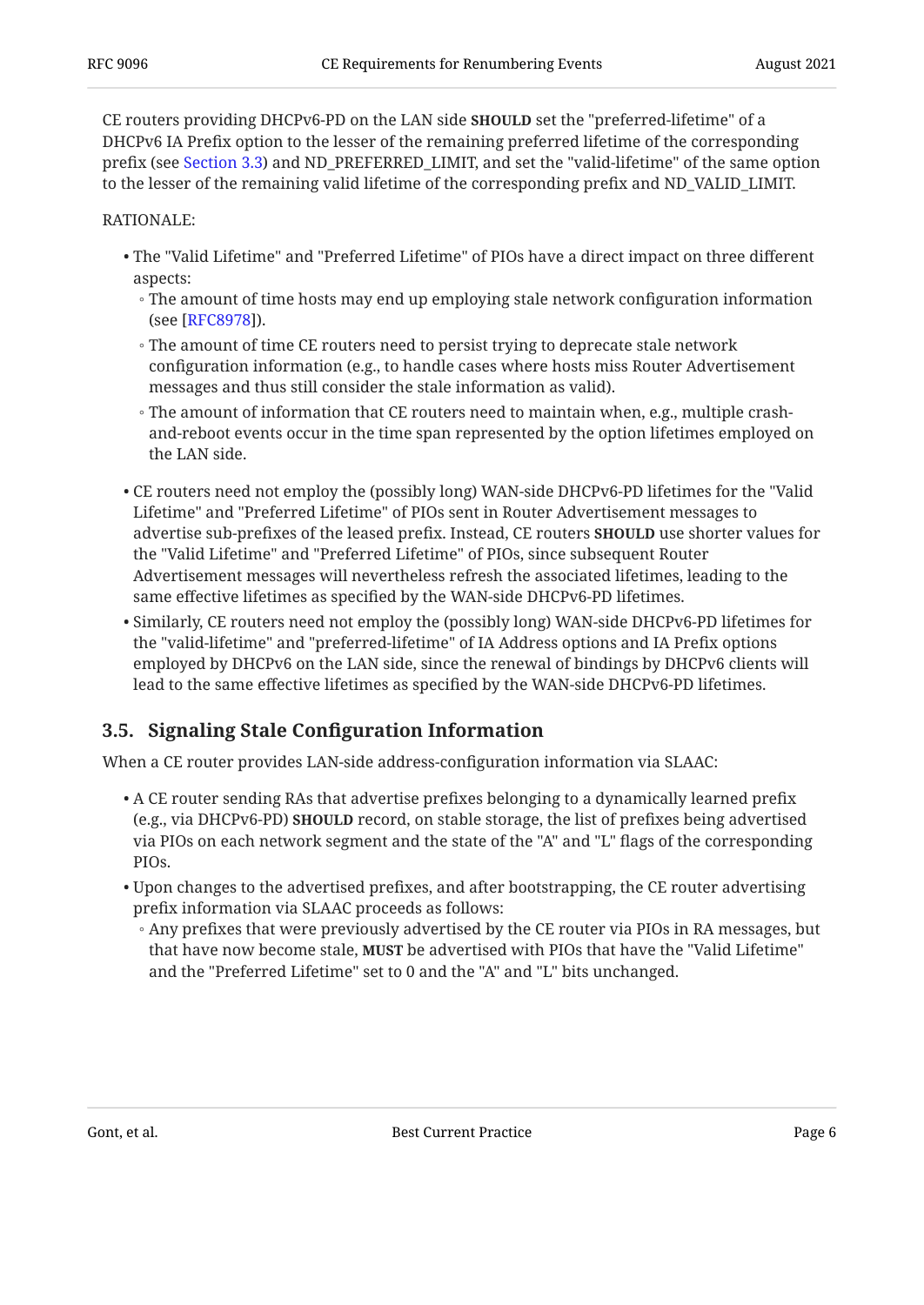CE routers providing DHCPv6-PD on the LAN side **SHOULD** set the "preferred-lifetime" of a DHCPv6 IA Prefix option to the lesser of the remaining preferred lifetime of the corresponding prefix (see Section 3.3) and ND_PREFERRED_LIMIT, and set the "valid-lifetime" of the same option to the lesser of the remaining valid lifetime of the corresponding prefix and ND_VALID_LIMIT.

RATIONALE:

- The "Valid Lifetime" and "Preferred Lifetime" of PIOs have a direct impact on three different aspects:
  - The amount of time hosts may end up employing stale network configuration information (see [RFC8978]).
  - The amount of time CE routers need to persist trying to deprecate stale network configuration information (e.g., to handle cases where hosts miss Router Advertisement messages and thus still consider the stale information as valid).
  - The amount of information that CE routers need to maintain when, e.g., multiple crash-and-reboot events occur in the time span represented by the option lifetimes employed on the LAN side.
- CE routers need not employ the (possibly long) WAN-side DHCPv6-PD lifetimes for the "Valid Lifetime" and "Preferred Lifetime" of PIOs sent in Router Advertisement messages to advertise sub-prefixes of the leased prefix. Instead, CE routers **SHOULD** use shorter values for the "Valid Lifetime" and "Preferred Lifetime" of PIOs, since subsequent Router Advertisement messages will nevertheless refresh the associated lifetimes, leading to the same effective lifetimes as specified by the WAN-side DHCPv6-PD lifetimes.
- Similarly, CE routers need not employ the (possibly long) WAN-side DHCPv6-PD lifetimes for the "valid-lifetime" and "preferred-lifetime" of IA Address options and IA Prefix options employed by DHCPv6 on the LAN side, since the renewal of bindings by DHCPv6 clients will lead to the same effective lifetimes as specified by the WAN-side DHCPv6-PD lifetimes.

### 3.5. Signaling Stale Configuration Information

When a CE router provides LAN-side address-configuration information via SLAAC:

- A CE router sending RAs that advertise prefixes belonging to a dynamically learned prefix (e.g., via DHCPv6-PD) **SHOULD** record, on stable storage, the list of prefixes being advertised via PIOs on each network segment and the state of the "A" and "L" flags of the corresponding PIOs.
- Upon changes to the advertised prefixes, and after bootstrapping, the CE router advertising prefix information via SLAAC proceeds as follows:
  - Any prefixes that were previously advertised by the CE router via PIOs in RA messages, but that have now become stale, **MUST** be advertised with PIOs that have the "Valid Lifetime" and the "Preferred Lifetime" set to 0 and the "A" and "L" bits unchanged.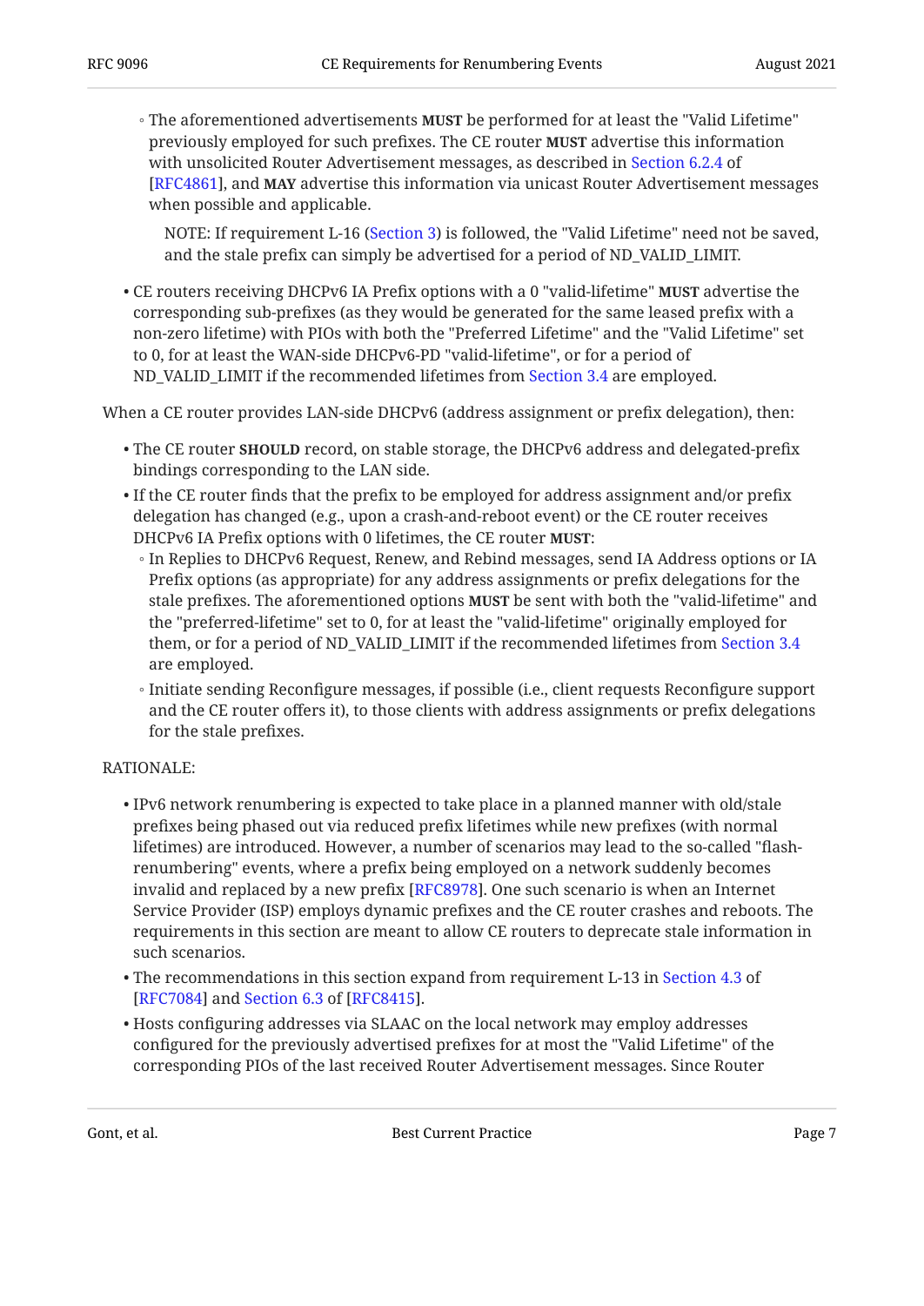- The aforementioned advertisements **MUST** be performed for at least the "Valid Lifetime" previously employed for such prefixes. The CE router **MUST** advertise this information with unsolicited Router Advertisement messages, as described in Section 6.2.4 of [RFC4861], and **MAY** advertise this information via unicast Router Advertisement messages when possible and applicable.

      NOTE: If requirement L-16 (Section 3) is followed, the "Valid Lifetime" need not be saved, and the stale prefix can simply be advertised for a period of ND_VALID_LIMIT.

- CE routers receiving DHCPv6 IA Prefix options with a 0 "valid-lifetime" **MUST** advertise the corresponding sub-prefixes (as they would be generated for the same leased prefix with a non-zero lifetime) with PIOs with both the "Preferred Lifetime" and the "Valid Lifetime" set to 0, for at least the WAN-side DHCPv6-PD "valid-lifetime", or for a period of ND_VALID_LIMIT if the recommended lifetimes from Section 3.4 are employed.

When a CE router provides LAN-side DHCPv6 (address assignment or prefix delegation), then:

- The CE router **SHOULD** record, on stable storage, the DHCPv6 address and delegated-prefix bindings corresponding to the LAN side.
- If the CE router finds that the prefix to be employed for address assignment and/or prefix delegation has changed (e.g., upon a crash-and-reboot event) or the CE router receives DHCPv6 IA Prefix options with 0 lifetimes, the CE router **MUST**:
    - In Replies to DHCPv6 Request, Renew, and Rebind messages, send IA Address options or IA Prefix options (as appropriate) for any address assignments or prefix delegations for the stale prefixes. The aforementioned options **MUST** be sent with both the "valid-lifetime" and the "preferred-lifetime" set to 0, for at least the "valid-lifetime" originally employed for them, or for a period of ND_VALID_LIMIT if the recommended lifetimes from Section 3.4 are employed.
    - Initiate sending Reconfigure messages, if possible (i.e., client requests Reconfigure support and the CE router offers it), to those clients with address assignments or prefix delegations for the stale prefixes.

RATIONALE:

- IPv6 network renumbering is expected to take place in a planned manner with old/stale prefixes being phased out via reduced prefix lifetimes while new prefixes (with normal lifetimes) are introduced. However, a number of scenarios may lead to the so-called "flash-renumbering" events, where a prefix being employed on a network suddenly becomes invalid and replaced by a new prefix [RFC8978]. One such scenario is when an Internet Service Provider (ISP) employs dynamic prefixes and the CE router crashes and reboots. The requirements in this section are meant to allow CE routers to deprecate stale information in such scenarios.
- The recommendations in this section expand from requirement L-13 in Section 4.3 of [RFC7084] and Section 6.3 of [RFC8415].
- Hosts configuring addresses via SLAAC on the local network may employ addresses configured for the previously advertised prefixes for at most the "Valid Lifetime" of the corresponding PIOs of the last received Router Advertisement messages. Since Router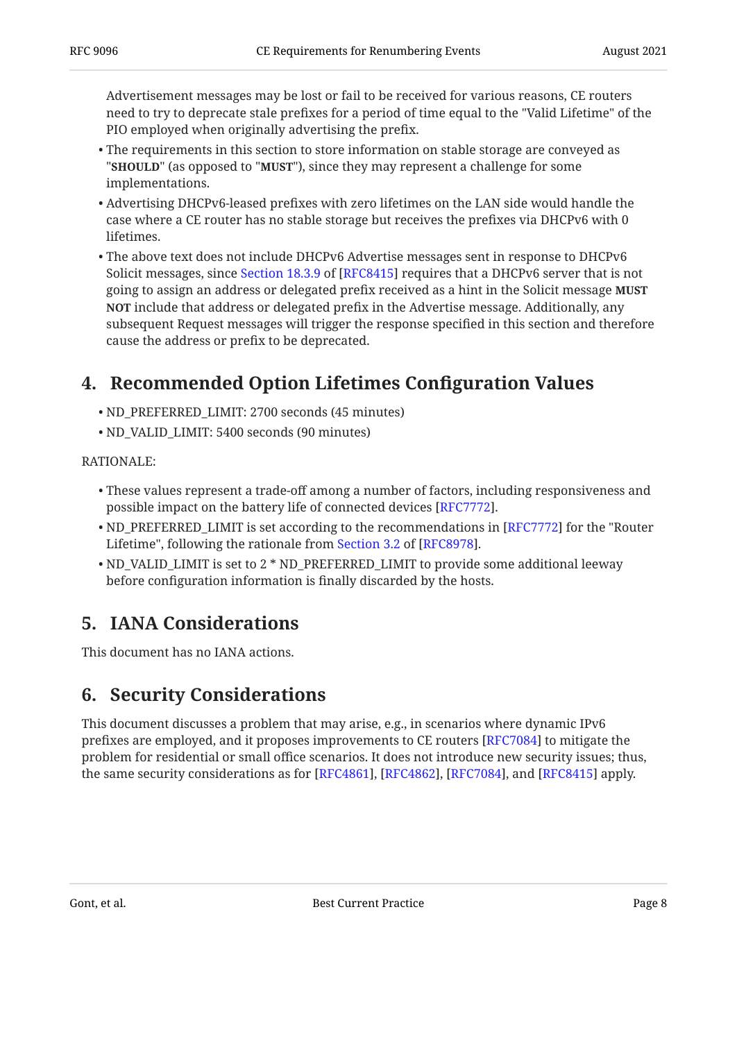Advertisement messages may be lost or fail to be received for various reasons, CE routers need to try to deprecate stale prefixes for a period of time equal to the "Valid Lifetime" of the PIO employed when originally advertising the prefix.

- The requirements in this section to store information on stable storage are conveyed as "**SHOULD**" (as opposed to "**MUST**"), since they may represent a challenge for some implementations.
- Advertising DHCPv6-leased prefixes with zero lifetimes on the LAN side would handle the case where a CE router has no stable storage but receives the prefixes via DHCPv6 with 0 lifetimes.
- The above text does not include DHCPv6 Advertise messages sent in response to DHCPv6 Solicit messages, since Section 18.3.9 of [RFC8415] requires that a DHCPv6 server that is not going to assign an address or delegated prefix received as a hint in the Solicit message **MUST NOT** include that address or delegated prefix in the Advertise message. Additionally, any subsequent Request messages will trigger the response specified in this section and therefore cause the address or prefix to be deprecated.

## 4. Recommended Option Lifetimes Configuration Values

- ND_PREFERRED_LIMIT: 2700 seconds (45 minutes)
- ND_VALID_LIMIT: 5400 seconds (90 minutes)

RATIONALE:

- These values represent a trade-off among a number of factors, including responsiveness and possible impact on the battery life of connected devices [RFC7772].
- ND_PREFERRED_LIMIT is set according to the recommendations in [RFC7772] for the "Router Lifetime", following the rationale from Section 3.2 of [RFC8978].
- ND_VALID_LIMIT is set to 2 * ND_PREFERRED_LIMIT to provide some additional leeway before configuration information is finally discarded by the hosts.

## 5. IANA Considerations

This document has no IANA actions.

## 6. Security Considerations

This document discusses a problem that may arise, e.g., in scenarios where dynamic IPv6 prefixes are employed, and it proposes improvements to CE routers [RFC7084] to mitigate the problem for residential or small office scenarios. It does not introduce new security issues; thus, the same security considerations as for [RFC4861], [RFC4862], [RFC7084], and [RFC8415] apply.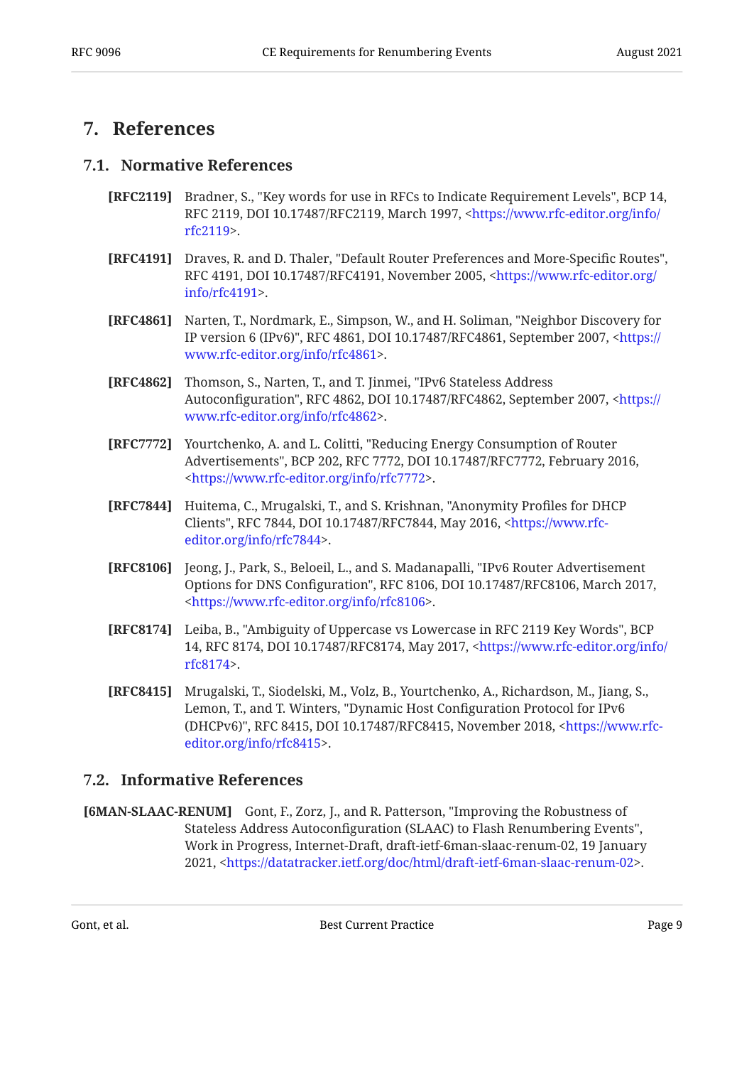# 7. References

## 7.1. Normative References

**[RFC2119]** Bradner, S., "Key words for use in RFCs to Indicate Requirement Levels", BCP 14, RFC 2119, DOI 10.17487/RFC2119, March 1997, <https://www.rfc-editor.org/info/rfc2119>.

**[RFC4191]** Draves, R. and D. Thaler, "Default Router Preferences and More-Specific Routes", RFC 4191, DOI 10.17487/RFC4191, November 2005, <https://www.rfc-editor.org/info/rfc4191>.

**[RFC4861]** Narten, T., Nordmark, E., Simpson, W., and H. Soliman, "Neighbor Discovery for IP version 6 (IPv6)", RFC 4861, DOI 10.17487/RFC4861, September 2007, <https://www.rfc-editor.org/info/rfc4861>.

**[RFC4862]** Thomson, S., Narten, T., and T. Jinmei, "IPv6 Stateless Address Autoconfiguration", RFC 4862, DOI 10.17487/RFC4862, September 2007, <https://www.rfc-editor.org/info/rfc4862>.

**[RFC7772]** Yourtchenko, A. and L. Colitti, "Reducing Energy Consumption of Router Advertisements", BCP 202, RFC 7772, DOI 10.17487/RFC7772, February 2016, <https://www.rfc-editor.org/info/rfc7772>.

**[RFC7844]** Huitema, C., Mrugalski, T., and S. Krishnan, "Anonymity Profiles for DHCP Clients", RFC 7844, DOI 10.17487/RFC7844, May 2016, <https://www.rfc-editor.org/info/rfc7844>.

**[RFC8106]** Jeong, J., Park, S., Beloeil, L., and S. Madanapalli, "IPv6 Router Advertisement Options for DNS Configuration", RFC 8106, DOI 10.17487/RFC8106, March 2017, <https://www.rfc-editor.org/info/rfc8106>.

**[RFC8174]** Leiba, B., "Ambiguity of Uppercase vs Lowercase in RFC 2119 Key Words", BCP 14, RFC 8174, DOI 10.17487/RFC8174, May 2017, <https://www.rfc-editor.org/info/rfc8174>.

**[RFC8415]** Mrugalski, T., Siodelski, M., Volz, B., Yourtchenko, A., Richardson, M., Jiang, S., Lemon, T., and T. Winters, "Dynamic Host Configuration Protocol for IPv6 (DHCPv6)", RFC 8415, DOI 10.17487/RFC8415, November 2018, <https://www.rfc-editor.org/info/rfc8415>.

## 7.2. Informative References

**[6MAN-SLAAC-RENUM]** Gont, F., Zorz, J., and R. Patterson, "Improving the Robustness of Stateless Address Autoconfiguration (SLAAC) to Flash Renumbering Events", Work in Progress, Internet-Draft, draft-ietf-6man-slaac-renum-02, 19 January 2021, <https://datatracker.ietf.org/doc/html/draft-ietf-6man-slaac-renum-02>.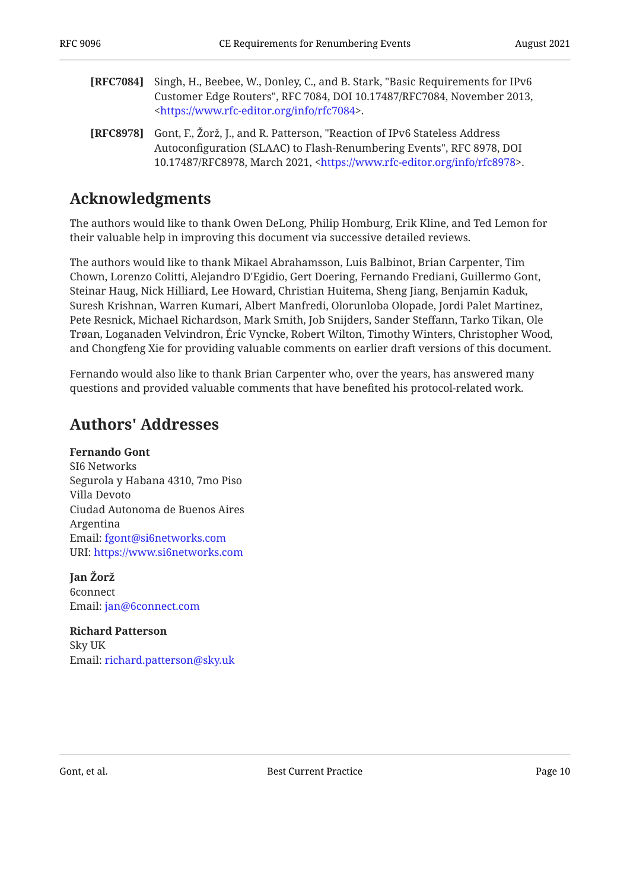**[RFC7084]** Singh, H., Beebee, W., Donley, C., and B. Stark, "Basic Requirements for IPv6 Customer Edge Routers", RFC 7084, DOI 10.17487/RFC7084, November 2013, <https://www.rfc-editor.org/info/rfc7084>.

**[RFC8978]** Gont, F., Žorž, J., and R. Patterson, "Reaction of IPv6 Stateless Address Autoconfiguration (SLAAC) to Flash-Renumbering Events", RFC 8978, DOI 10.17487/RFC8978, March 2021, <https://www.rfc-editor.org/info/rfc8978>.

## Acknowledgments

The authors would like to thank Owen DeLong, Philip Homburg, Erik Kline, and Ted Lemon for their valuable help in improving this document via successive detailed reviews.

The authors would like to thank Mikael Abrahamsson, Luis Balbinot, Brian Carpenter, Tim Chown, Lorenzo Colitti, Alejandro D'Egidio, Gert Doering, Fernando Frediani, Guillermo Gont, Steinar Haug, Nick Hilliard, Lee Howard, Christian Huitema, Sheng Jiang, Benjamin Kaduk, Suresh Krishnan, Warren Kumari, Albert Manfredi, Olorunloba Olopade, Jordi Palet Martinez, Pete Resnick, Michael Richardson, Mark Smith, Job Snijders, Sander Steffann, Tarko Tikan, Ole Trøan, Loganaden Velvindron, Éric Vyncke, Robert Wilton, Timothy Winters, Christopher Wood, and Chongfeng Xie for providing valuable comments on earlier draft versions of this document.

Fernando would also like to thank Brian Carpenter who, over the years, has answered many questions and provided valuable comments that have benefited his protocol-related work.

## Authors' Addresses

**Fernando Gont**
SI6 Networks
Segurola y Habana 4310, 7mo Piso
Villa Devoto
Ciudad Autonoma de Buenos Aires
Argentina
Email: fgont@si6networks.com
URI: https://www.si6networks.com

**Jan Žorž**
6connect
Email: jan@6connect.com

**Richard Patterson**
Sky UK
Email: richard.patterson@sky.uk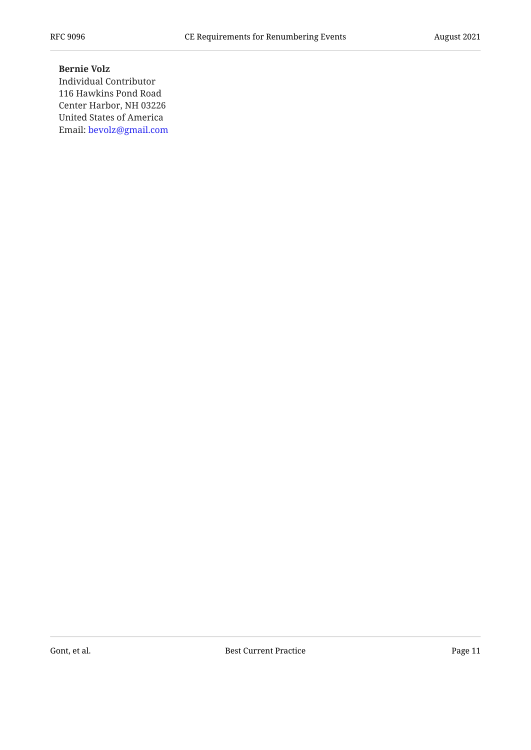**Bernie Volz**
Individual Contributor
116 Hawkins Pond Road
Center Harbor, NH 03226
United States of America
Email: bevolz@gmail.com